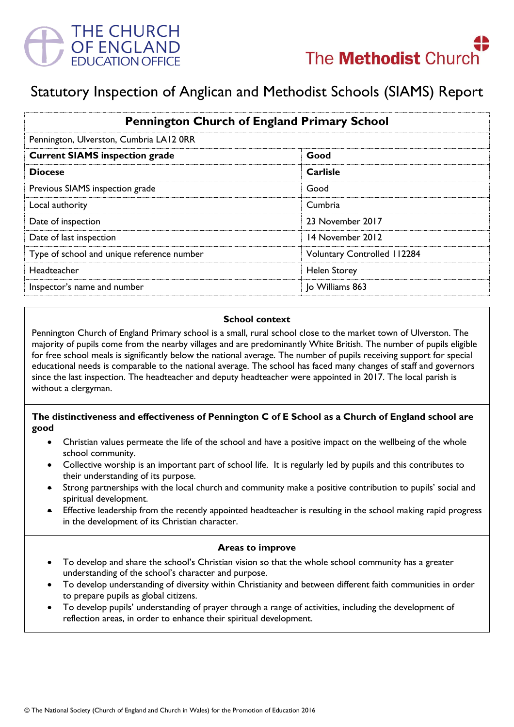THE CHURCH OF ENGLAND EDUCATION OFFICE

The Methodist Church

# Statutory Inspection of Anglican and Methodist Schools (SIAMS) Report

| Pennington Church of England Primary School | |
|---|---|
| Pennington, Ulverston, Cumbria LA12 0RR | |
| **Current SIAMS inspection grade** | **Good** |
| **Diocese** | **Carlisle** |
| Previous SIAMS inspection grade | Good |
| Local authority | Cumbria |
| Date of inspection | 23 November 2017 |
| Date of last inspection | 14 November 2012 |
| Type of school and unique reference number | Voluntary Controlled 112284 |
| Headteacher | Helen Storey |
| Inspector's name and number | Jo Williams 863 |

## School context

Pennington Church of England Primary school is a small, rural school close to the market town of Ulverston. The majority of pupils come from the nearby villages and are predominantly White British. The number of pupils eligible for free school meals is significantly below the national average. The number of pupils receiving support for special educational needs is comparable to the national average. The school has faced many changes of staff and governors since the last inspection. The headteacher and deputy headteacher were appointed in 2017. The local parish is without a clergyman.

## The distinctiveness and effectiveness of Pennington C of E School as a Church of England school are good

- Christian values permeate the life of the school and have a positive impact on the wellbeing of the whole school community.
- Collective worship is an important part of school life. It is regularly led by pupils and this contributes to their understanding of its purpose.
- Strong partnerships with the local church and community make a positive contribution to pupils' social and spiritual development.
- Effective leadership from the recently appointed headteacher is resulting in the school making rapid progress in the development of its Christian character.

## Areas to improve

- To develop and share the school's Christian vision so that the whole school community has a greater understanding of the school's character and purpose.
- To develop understanding of diversity within Christianity and between different faith communities in order to prepare pupils as global citizens.
- To develop pupils' understanding of prayer through a range of activities, including the development of reflection areas, in order to enhance their spiritual development.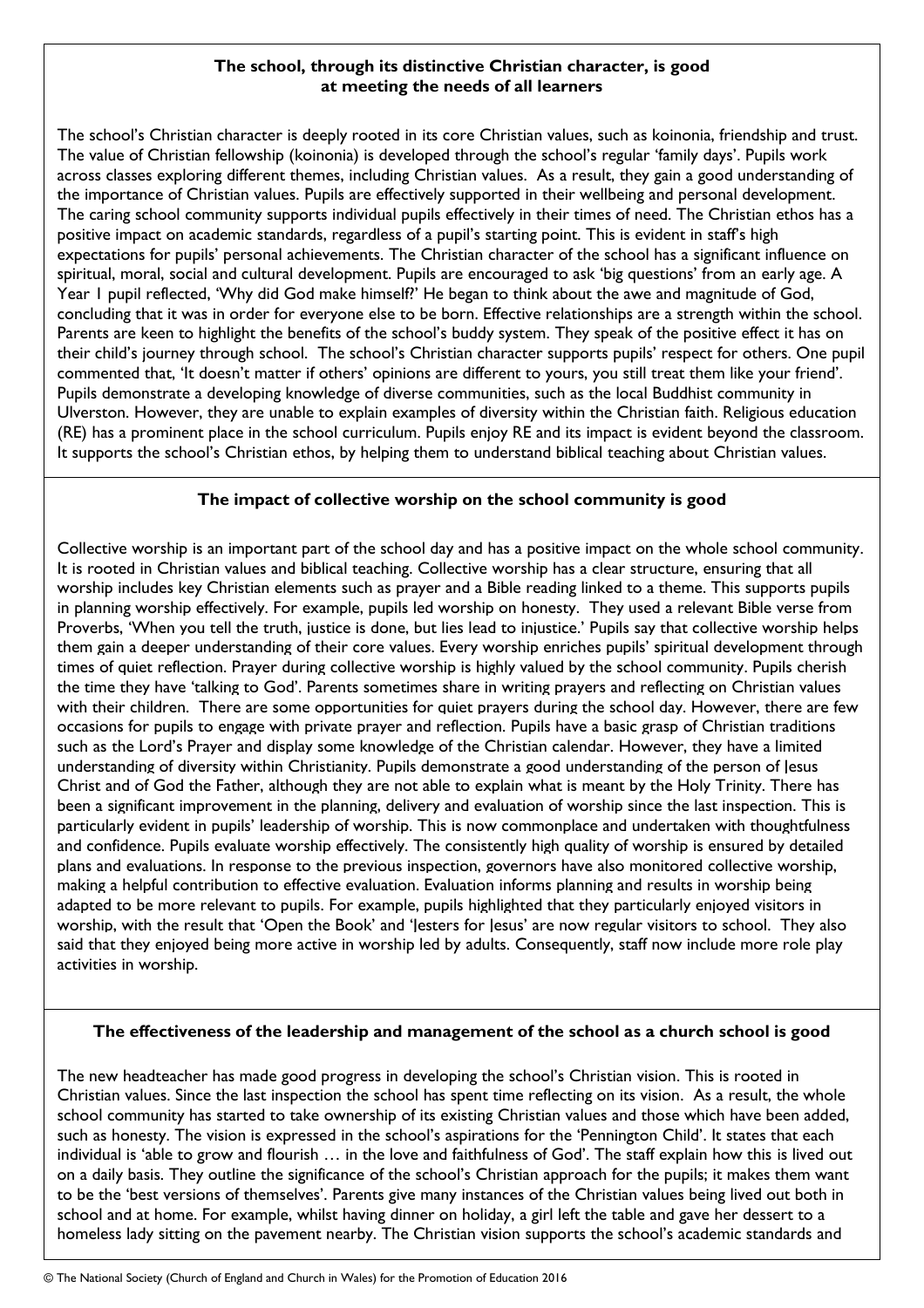**The school, through its distinctive Christian character, is good at meeting the needs of all learners**

The school's Christian character is deeply rooted in its core Christian values, such as koinonia, friendship and trust. The value of Christian fellowship (koinonia) is developed through the school's regular 'family days'. Pupils work across classes exploring different themes, including Christian values. As a result, they gain a good understanding of the importance of Christian values. Pupils are effectively supported in their wellbeing and personal development. The caring school community supports individual pupils effectively in their times of need. The Christian ethos has a positive impact on academic standards, regardless of a pupil's starting point. This is evident in staff's high expectations for pupils' personal achievements. The Christian character of the school has a significant influence on spiritual, moral, social and cultural development. Pupils are encouraged to ask 'big questions' from an early age. A Year 1 pupil reflected, 'Why did God make himself?' He began to think about the awe and magnitude of God, concluding that it was in order for everyone else to be born. Effective relationships are a strength within the school. Parents are keen to highlight the benefits of the school's buddy system. They speak of the positive effect it has on their child's journey through school. The school's Christian character supports pupils' respect for others. One pupil commented that, 'It doesn't matter if others' opinions are different to yours, you still treat them like your friend'. Pupils demonstrate a developing knowledge of diverse communities, such as the local Buddhist community in Ulverston. However, they are unable to explain examples of diversity within the Christian faith. Religious education (RE) has a prominent place in the school curriculum. Pupils enjoy RE and its impact is evident beyond the classroom. It supports the school's Christian ethos, by helping them to understand biblical teaching about Christian values.

**The impact of collective worship on the school community is good**

Collective worship is an important part of the school day and has a positive impact on the whole school community. It is rooted in Christian values and biblical teaching. Collective worship has a clear structure, ensuring that all worship includes key Christian elements such as prayer and a Bible reading linked to a theme. This supports pupils in planning worship effectively. For example, pupils led worship on honesty. They used a relevant Bible verse from Proverbs, 'When you tell the truth, justice is done, but lies lead to injustice.' Pupils say that collective worship helps them gain a deeper understanding of their core values. Every worship enriches pupils' spiritual development through times of quiet reflection. Prayer during collective worship is highly valued by the school community. Pupils cherish the time they have 'talking to God'. Parents sometimes share in writing prayers and reflecting on Christian values with their children. There are some opportunities for quiet prayers during the school day. However, there are few occasions for pupils to engage with private prayer and reflection. Pupils have a basic grasp of Christian traditions such as the Lord's Prayer and display some knowledge of the Christian calendar. However, they have a limited understanding of diversity within Christianity. Pupils demonstrate a good understanding of the person of Jesus Christ and of God the Father, although they are not able to explain what is meant by the Holy Trinity. There has been a significant improvement in the planning, delivery and evaluation of worship since the last inspection. This is particularly evident in pupils' leadership of worship. This is now commonplace and undertaken with thoughtfulness and confidence. Pupils evaluate worship effectively. The consistently high quality of worship is ensured by detailed plans and evaluations. In response to the previous inspection, governors have also monitored collective worship, making a helpful contribution to effective evaluation. Evaluation informs planning and results in worship being adapted to be more relevant to pupils. For example, pupils highlighted that they particularly enjoyed visitors in worship, with the result that 'Open the Book' and 'Jesters for Jesus' are now regular visitors to school. They also said that they enjoyed being more active in worship led by adults. Consequently, staff now include more role play activities in worship.

**The effectiveness of the leadership and management of the school as a church school is good**

The new headteacher has made good progress in developing the school's Christian vision. This is rooted in Christian values. Since the last inspection the school has spent time reflecting on its vision. As a result, the whole school community has started to take ownership of its existing Christian values and those which have been added, such as honesty. The vision is expressed in the school's aspirations for the 'Pennington Child'. It states that each individual is 'able to grow and flourish … in the love and faithfulness of God'. The staff explain how this is lived out on a daily basis. They outline the significance of the school's Christian approach for the pupils; it makes them want to be the 'best versions of themselves'. Parents give many instances of the Christian values being lived out both in school and at home. For example, whilst having dinner on holiday, a girl left the table and gave her dessert to a homeless lady sitting on the pavement nearby. The Christian vision supports the school's academic standards and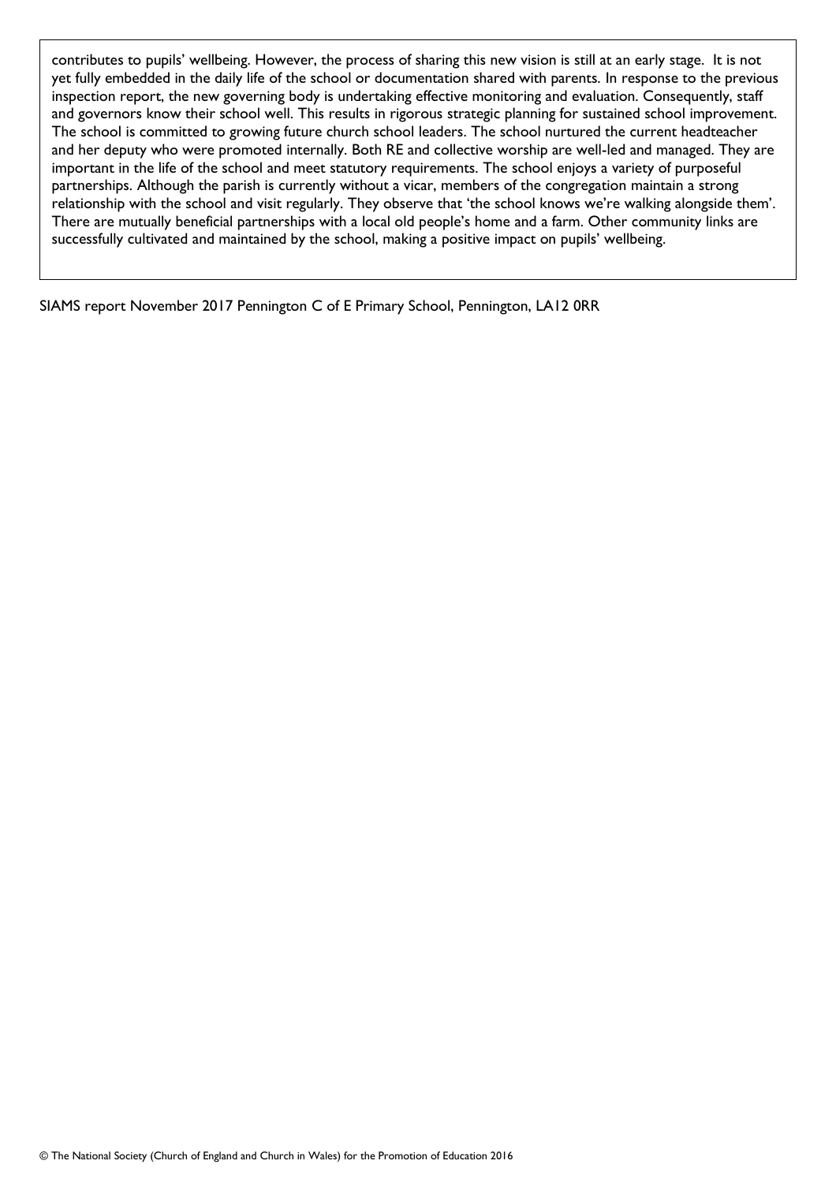contributes to pupils' wellbeing. However, the process of sharing this new vision is still at an early stage. It is not yet fully embedded in the daily life of the school or documentation shared with parents. In response to the previous inspection report, the new governing body is undertaking effective monitoring and evaluation. Consequently, staff and governors know their school well. This results in rigorous strategic planning for sustained school improvement. The school is committed to growing future church school leaders. The school nurtured the current headteacher and her deputy who were promoted internally. Both RE and collective worship are well-led and managed. They are important in the life of the school and meet statutory requirements. The school enjoys a variety of purposeful partnerships. Although the parish is currently without a vicar, members of the congregation maintain a strong relationship with the school and visit regularly. They observe that 'the school knows we're walking alongside them'. There are mutually beneficial partnerships with a local old people's home and a farm. Other community links are successfully cultivated and maintained by the school, making a positive impact on pupils' wellbeing.

SIAMS report November 2017 Pennington C of E Primary School, Pennington, LA12 0RR